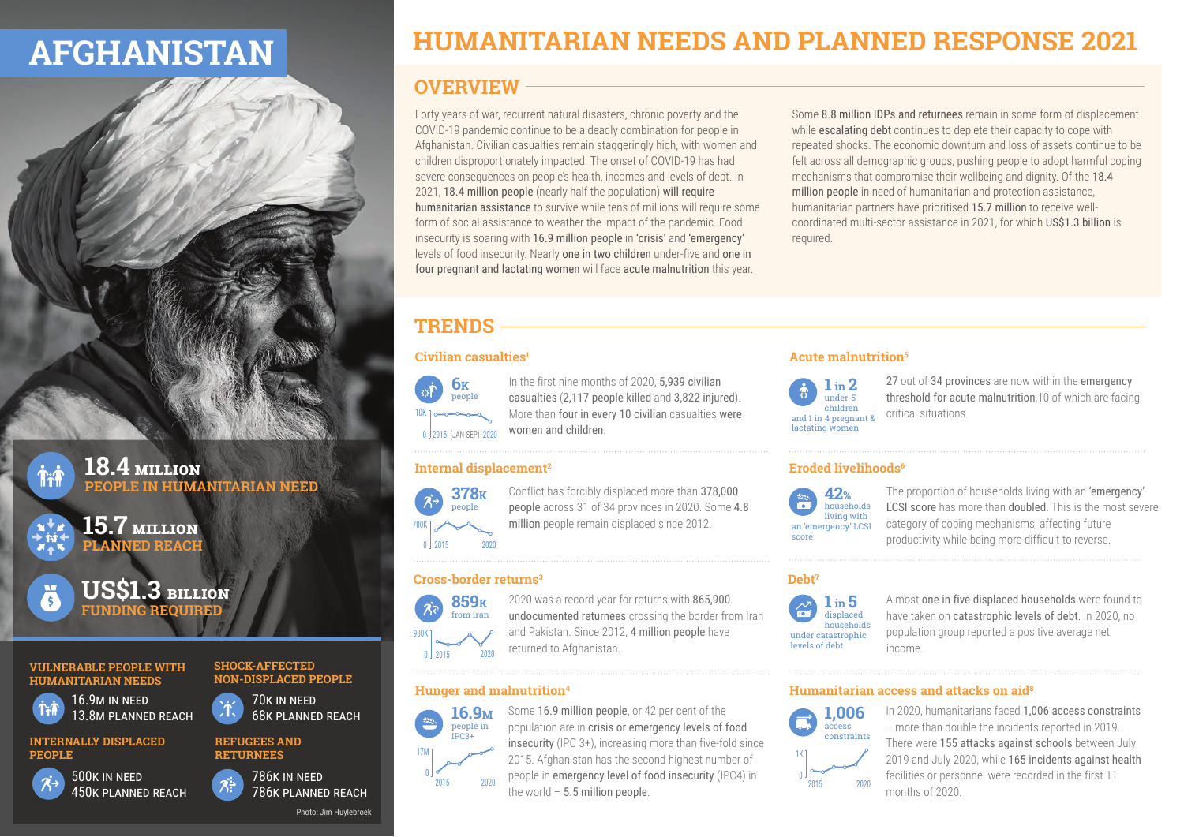# AFGHANISTAN

**18.4 MILLION** PEOPLE IN HUMANITARIAN NEED

**15.7 MILLION** PLANNED REACH

**US$1.3 BILLION** FUNDING REQUIRED

**VULNERABLE PEOPLE WITH HUMANITARIAN NEEDS**
16.9M IN NEED
13.8M PLANNED REACH

**SHOCK-AFFECTED NON-DISPLACED PEOPLE**
70K IN NEED
68K PLANNED REACH

**INTERNALLY DISPLACED PEOPLE**
500K IN NEED
450K PLANNED REACH

**REFUGEES AND RETURNEES**
786K IN NEED
786K PLANNED REACH

Photo: Jim Huylebroek

# HUMANITARIAN NEEDS AND PLANNED RESPONSE 2021

## OVERVIEW

Forty years of war, recurrent natural disasters, chronic poverty and the COVID-19 pandemic continue to be a deadly combination for people in Afghanistan. Civilian casualties remain staggeringly high, with women and children disproportionately impacted. The onset of COVID-19 has had severe consequences on people's health, incomes and levels of debt. In 2021, 18.4 million people (nearly half the population) will require humanitarian assistance to survive while tens of millions will require some form of social assistance to weather the impact of the pandemic. Food insecurity is soaring with 16.9 million people in 'crisis' and 'emergency' levels of food insecurity. Nearly one in two children under-five and one in four pregnant and lactating women will face acute malnutrition this year.

Some 8.8 million IDPs and returnees remain in some form of displacement while escalating debt continues to deplete their capacity to cope with repeated shocks. The economic downturn and loss of assets continue to be felt across all demographic groups, pushing people to adopt harmful coping mechanisms that compromise their wellbeing and dignity. Of the 18.4 million people in need of humanitarian and protection assistance, humanitarian partners have prioritised 15.7 million to receive well-coordinated multi-sector assistance in 2021, for which US$1.3 billion is required.

## TRENDS

### Civilian casualties[1]

**6K** people

10K – 0 | 2015 (JAN-SEP) 2020

In the first nine months of 2020, 5,939 civilian casualties (2,117 people killed and 3,822 injured). More than four in every 10 civilian casualties were women and children.

### Internal displacement[2]

**378K** people

700K – 0 | 2015 – 2020

Conflict has forcibly displaced more than 378,000 people across 31 of 34 provinces in 2020. Some 4.8 million people remain displaced since 2012.

### Cross-border returns[3]

**859K** from iran

900K – 0 | 2015 – 2020

2020 was a record year for returns with 865,900 undocumented returnees crossing the border from Iran and Pakistan. Since 2012, 4 million people have returned to Afghanistan.

### Hunger and malnutrition[4]

**16.9M** people in IPC3+

17M – 0 | 2015 – 2020

Some 16.9 million people, or 42 per cent of the population are in crisis or emergency levels of food insecurity (IPC 3+), increasing more than five-fold since 2015. Afghanistan has the second highest number of people in emergency level of food insecurity (IPC4) in the world – 5.5 million people.

### Acute malnutrition[5]

**1 in 2** under-5 children and 1 in 4 pregnant & lactating women

27 out of 34 provinces are now within the emergency threshold for acute malnutrition,10 of which are facing critical situations.

### Eroded livelihoods[6]

**42%** households living with an 'emergency' LCSI score

The proportion of households living with an 'emergency' LCSI score has more than doubled. This is the most severe category of coping mechanisms, affecting future productivity while being more difficult to reverse.

### Debt[7]

**1 in 5** displaced households under catastrophic levels of debt

Almost one in five displaced households were found to have taken on catastrophic levels of debt. In 2020, no population group reported a positive average net income.

### Humanitarian access and attacks on aid[8]

**1,006** access constraints

1K – 0 | 2015 – 2020

In 2020, humanitarians faced 1,006 access constraints – more than double the incidents reported in 2019. There were 155 attacks against schools between July 2019 and July 2020, while 165 incidents against health facilities or personnel were recorded in the first 11 months of 2020.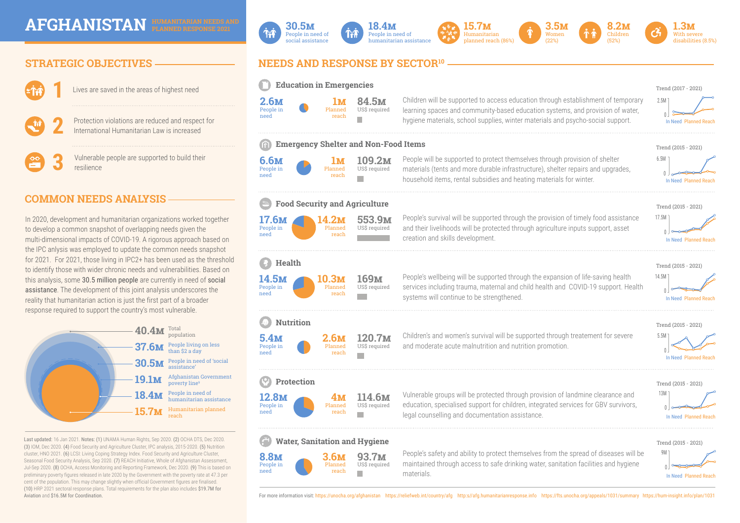# AFGHANISTAN HUMANITARIAN NEEDS AND PLANNED RESPONSE 2021

**30.5M** People in need of social assistance
**18.4M** People in need of humanitarian assistance
**15.7M** Humanitarian planned reach (86%)
**3.5M** Women (22%)
**8.2M** Children (52%)
**1.3M** With severe disabilities (8.5%)

## STRATEGIC OBJECTIVES

1. Lives are saved in the areas of highest need
2. Protection violations are reduced and respect for International Humanitarian Law is increased
3. Vulnerable people are supported to build their resilience

## COMMON NEEDS ANALYSIS

In 2020, development and humanitarian organizations worked together to develop a common snapshot of overlapping needs given the multi-dimensional impacts of COVID-19. A rigorous approach based on the IPC anlysis was employed to update the common needs snapshot for 2021. For 2021, those living in IPC2+ has been used as the threshold to identify those with wider chronic needs and vulnerabilities. Based on this analysis, some 30.5 million people are currently in need of social assistance. The development of this joint analysis underscores the reality that humanitarian action is just the first part of a broader response required to support the country's most vulnerable.

40.4M Total population
37.6M People living on less than $2 a day
30.5M People in need of 'social assistance'
19.1M Afghanistan Government poverty line[9]
18.4M People in need of humanitarian assistance
15.7M Humanitarian planned reach

Last updated: 16 Jan 2021. Notes: (1) UNAMA Human Rights, Sep 2020. (2) OCHA DTS, Dec 2020. (3) IOM, Dec 2020. (4) Food Security and Agriculture Cluster, IPC analysis, 2015-2020. (5) Nutrition cluster, HNO 2021. (6) LCSI: Living Coping Strategy Index. Food Security and Agriculture Cluster, Seasonal Food Security Analysis, Sep 2020. (7) REACH Initiative, Whole of Afghanistan Assessment, Jul-Sep 2020. (8) OCHA, Access Monitoring and Reporting Framework, Dec 2020. (9) This is based on preliminary poverty figures released in late 2020 by the Government with the poverty rate at 47.3 per cent of the population. This may change slightly when official Government figures are finalised. (10) HRP 2021 sectoral response plans. Total requirements for the plan also includes $19.7M for Aviation and $16.5M for Coordination.

## NEEDS AND RESPONSE BY SECTOR[10]

### Education in Emergencies

**2.6M** People in need | **1M** Planned reach | **84.5M** US$ required

Children will be supported to access education through establishment of temporary learning spaces and community-based education systems, and provision of water, hygiene materials, school supplies, winter materials and psycho-social support.

Trend (2017 - 2021)
2.5M
0
In Need Planned Reach

### Emergency Shelter and Non-Food Items

**6.6M** People in need | **1M** Planned reach | **109.2M** US$ required

People will be supported to protect themselves through provision of shelter materials (tents and more durable infrastructure), shelter repairs and upgrades, household items, rental subsidies and heating materials for winter.

Trend (2015 - 2021)
6.5M
0
In Need Planned Reach

### Food Security and Agriculture

**17.6M** People in need | **14.2M** Planned reach | **553.9M** US$ required

People's survival will be supported through the provision of timely food assistance and their livelihoods will be protected through agriculture inputs support, asset creation and skills development.

Trend (2015 - 2021)
17.5M
0
In Need Planned Reach

### Health

**14.5M** People in need | **10.3M** Planned reach | **169M** US$ required

People's wellbeing will be supported through the expansion of life-saving health services including trauma, maternal and child health and COVID-19 support. Health systems will continue to be strengthened.

Trend (2015 - 2021)
14.5M
0
In Need Planned Reach

### Nutrition

**5.4M** People in need | **2.6M** Planned reach | **120.7M** US$ required

Children's and women's survival will be supported through treatement for severe and moderate acute malnutrition and nutrition promotion.

Trend (2015 - 2021)
5.5M
0
In Need Planned Reach

### Protection

**12.8M** People in need | **4M** Planned reach | **114.6M** US$ required

Vulnerable groups will be protected through provision of landmine clearance and education, specialised support for children, integrated services for GBV survivors, legal counselling and documentation assistance.

Trend (2015 - 2021)
13M
0
In Need Planned Reach

### Water, Sanitation and Hygiene

**8.8M** People in need | **3.6M** Planned reach | **93.7M** US$ required

People's safety and ability to protect themselves from the spread of diseases will be maintained through access to safe drinking water, sanitation facilities and hygiene materials.

Trend (2015 - 2021)
9M
0
In Need Planned Reach

For more information visit: https://unocha.org/afghanistan https://reliefweb.int/country/afg http:s//afg.humanitarianresponse.info https://fts.unocha.org/appeals/1031/summary https://hum-insight.info/plan/1031